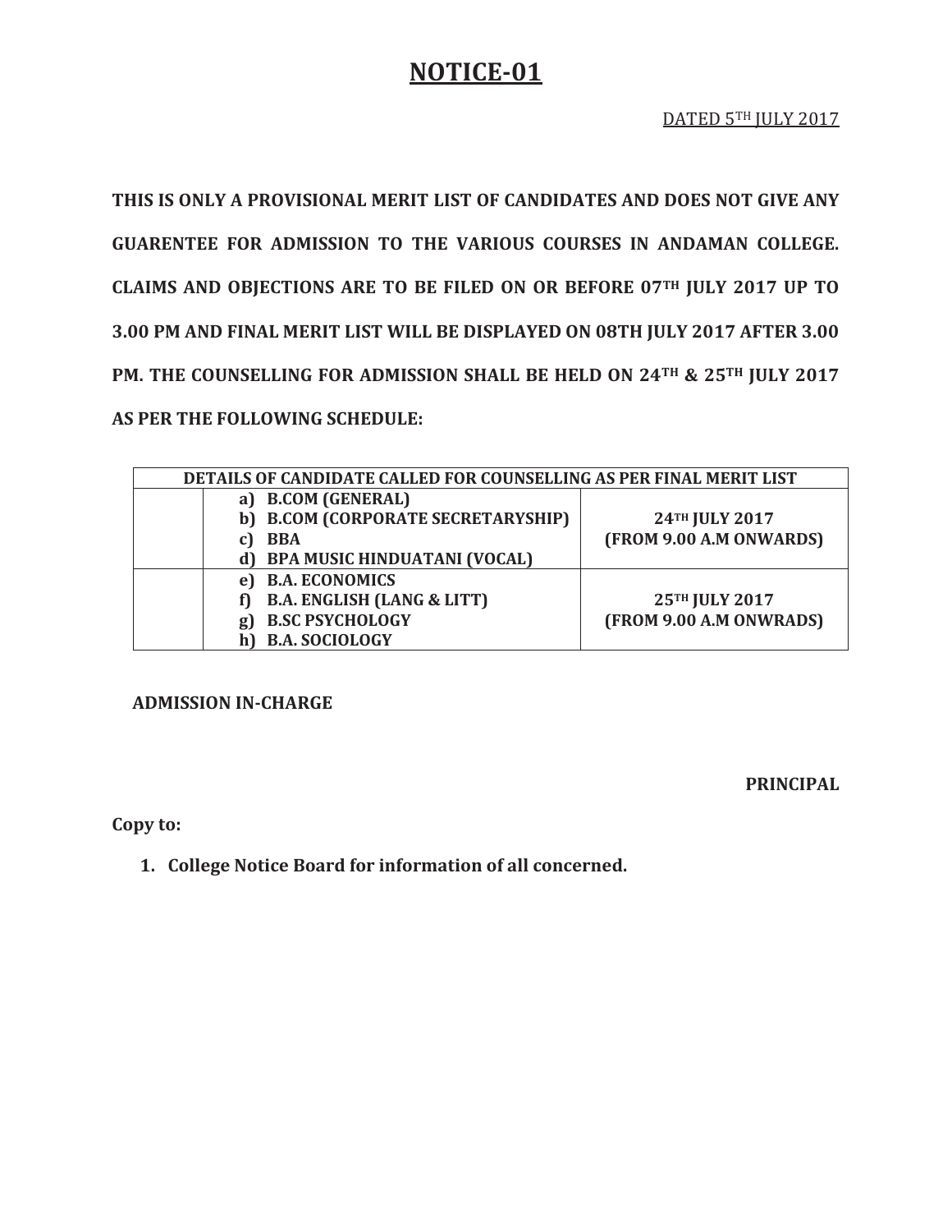# NOTICE-01

DATED 5TH JULY 2017

**THIS IS ONLY A PROVISIONAL MERIT LIST OF CANDIDATES AND DOES NOT GIVE ANY GUARENTEE FOR ADMISSION TO THE VARIOUS COURSES IN ANDAMAN COLLEGE. CLAIMS AND OBJECTIONS ARE TO BE FILED ON OR BEFORE 07TH JULY 2017 UP TO 3.00 PM AND FINAL MERIT LIST WILL BE DISPLAYED ON 08TH JULY 2017 AFTER 3.00 PM. THE COUNSELLING FOR ADMISSION SHALL BE HELD ON 24TH & 25TH JULY 2017 AS PER THE FOLLOWING SCHEDULE:**

| DETAILS OF CANDIDATE CALLED FOR COUNSELLING AS PER FINAL MERIT LIST | | |
|---|---|---|
| | a) B.COM (GENERAL)<br>b) B.COM (CORPORATE SECRETARYSHIP)<br>c) BBA<br>d) BPA MUSIC HINDUATANI (VOCAL) | 24TH JULY 2017<br>(FROM 9.00 A.M ONWARDS) |
| | e) B.A. ECONOMICS<br>f) B.A. ENGLISH (LANG & LITT)<br>g) B.SC PSYCHOLOGY<br>h) B.A. SOCIOLOGY | 25TH JULY 2017<br>(FROM 9.00 A.M ONWRADS) |

**ADMISSION IN-CHARGE**

**PRINCIPAL**

**Copy to:**

1. **College Notice Board for information of all concerned.**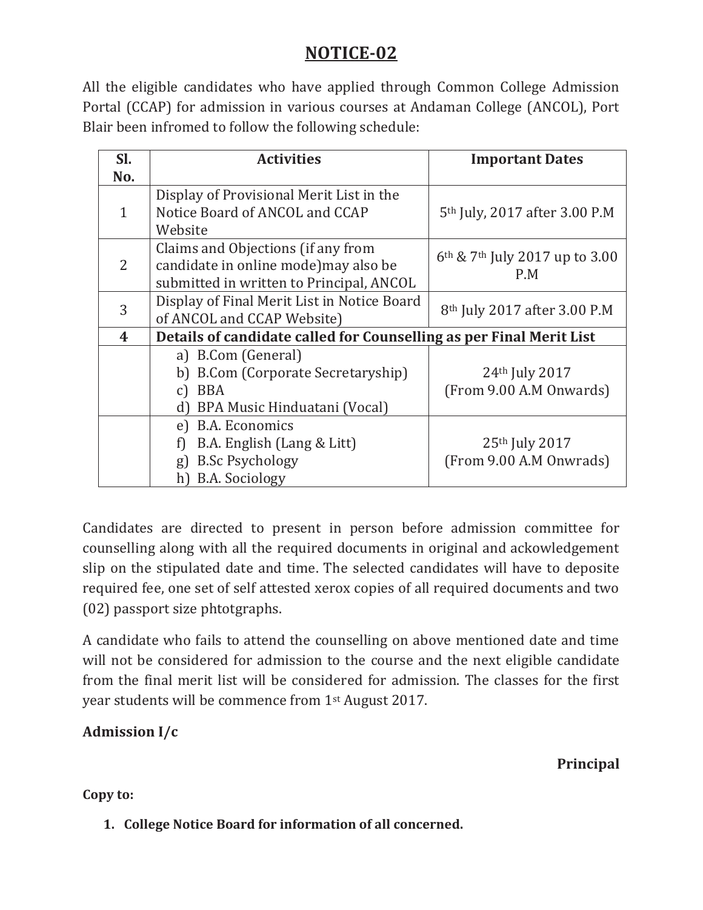# NOTICE-02

All the eligible candidates who have applied through Common College Admission Portal (CCAP) for admission in various courses at Andaman College (ANCOL), Port Blair been infromed to follow the following schedule:

| Sl. No. | Activities | Important Dates |
|---|---|---|
| 1 | Display of Provisional Merit List in the Notice Board of ANCOL and CCAP Website | 5th July, 2017 after 3.00 P.M |
| 2 | Claims and Objections (if any from candidate in online mode)may also be submitted in written to Principal, ANCOL | 6th & 7th July 2017 up to 3.00 P.M |
| 3 | Display of Final Merit List in Notice Board of ANCOL and CCAP Website) | 8th July 2017 after 3.00 P.M |
| **4** | **Details of candidate called for Counselling as per Final Merit List** | |
| | a) B.Com (General)<br>b) B.Com (Corporate Secretaryship)<br>c) BBA<br>d) BPA Music Hinduatani (Vocal) | 24th July 2017<br>(From 9.00 A.M Onwards) |
| | e) B.A. Economics<br>f) B.A. English (Lang & Litt)<br>g) B.Sc Psychology<br>h) B.A. Sociology | 25th July 2017<br>(From 9.00 A.M Onwrads) |

Candidates are directed to present in person before admission committee for counselling along with all the required documents in original and ackowledgement slip on the stipulated date and time. The selected candidates will have to deposite required fee, one set of self attested xerox copies of all required documents and two (02) passport size phtotgraphs.

A candidate who fails to attend the counselling on above mentioned date and time will not be considered for admission to the course and the next eligible candidate from the final merit list will be considered for admission. The classes for the first year students will be commence from 1st August 2017.

**Admission I/c**

**Principal**

**Copy to:**

1. **College Notice Board for information of all concerned.**